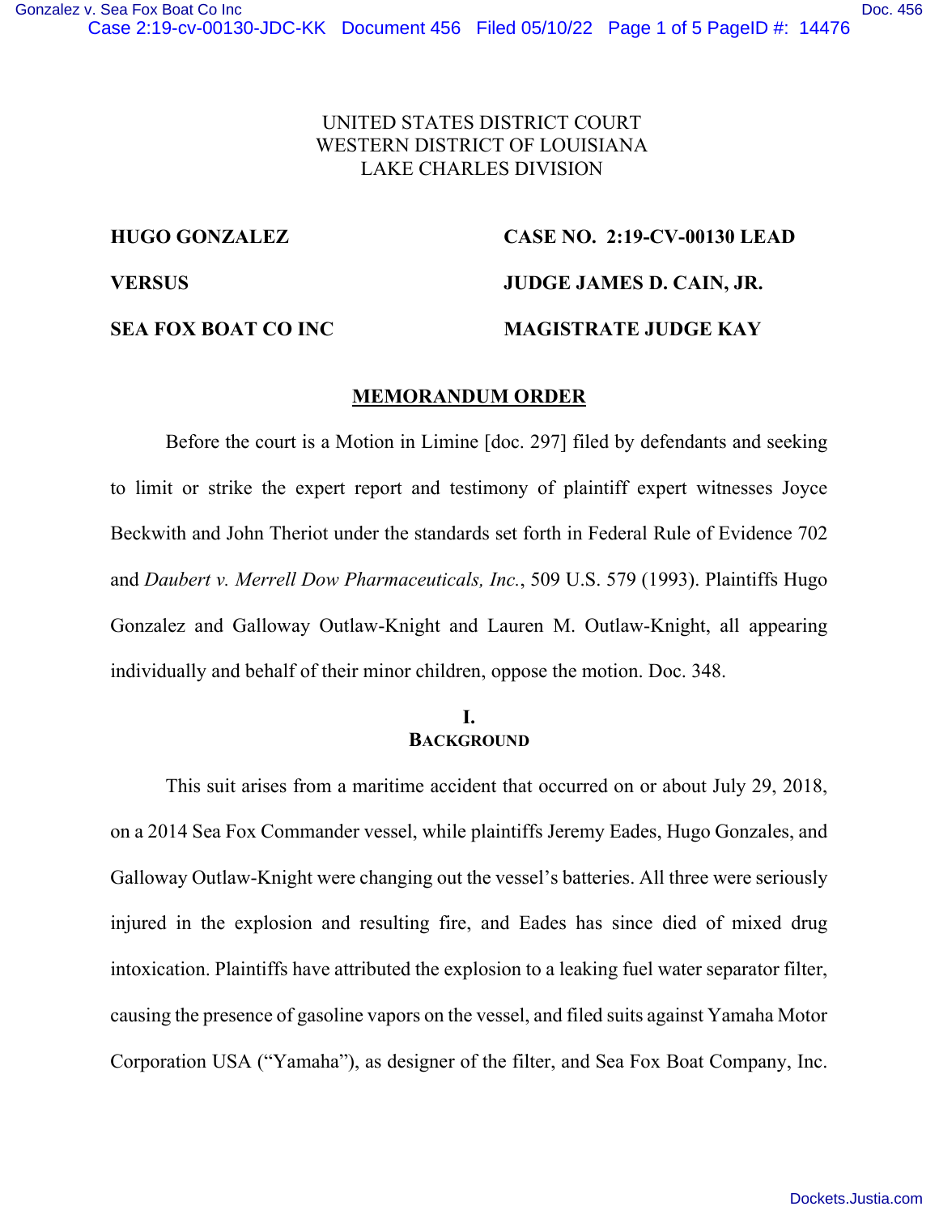UNITED STATES DISTRICT COURT
WESTERN DISTRICT OF LOUISIANA
LAKE CHARLES DIVISION

**HUGO GONZALEZ** | **CASE NO. 2:19-CV-00130 LEAD**

**VERSUS** | **JUDGE JAMES D. CAIN, JR.**

**SEA FOX BOAT CO INC** | **MAGISTRATE JUDGE KAY**

## MEMORANDUM ORDER

Before the court is a Motion in Limine [doc. 297] filed by defendants and seeking to limit or strike the expert report and testimony of plaintiff expert witnesses Joyce Beckwith and John Theriot under the standards set forth in Federal Rule of Evidence 702 and *Daubert v. Merrell Dow Pharmaceuticals, Inc.*, 509 U.S. 579 (1993). Plaintiffs Hugo Gonzalez and Galloway Outlaw-Knight and Lauren M. Outlaw-Knight, all appearing individually and behalf of their minor children, oppose the motion. Doc. 348.

### I. BACKGROUND

This suit arises from a maritime accident that occurred on or about July 29, 2018, on a 2014 Sea Fox Commander vessel, while plaintiffs Jeremy Eades, Hugo Gonzales, and Galloway Outlaw-Knight were changing out the vessel's batteries. All three were seriously injured in the explosion and resulting fire, and Eades has since died of mixed drug intoxication. Plaintiffs have attributed the explosion to a leaking fuel water separator filter, causing the presence of gasoline vapors on the vessel, and filed suits against Yamaha Motor Corporation USA ("Yamaha"), as designer of the filter, and Sea Fox Boat Company, Inc.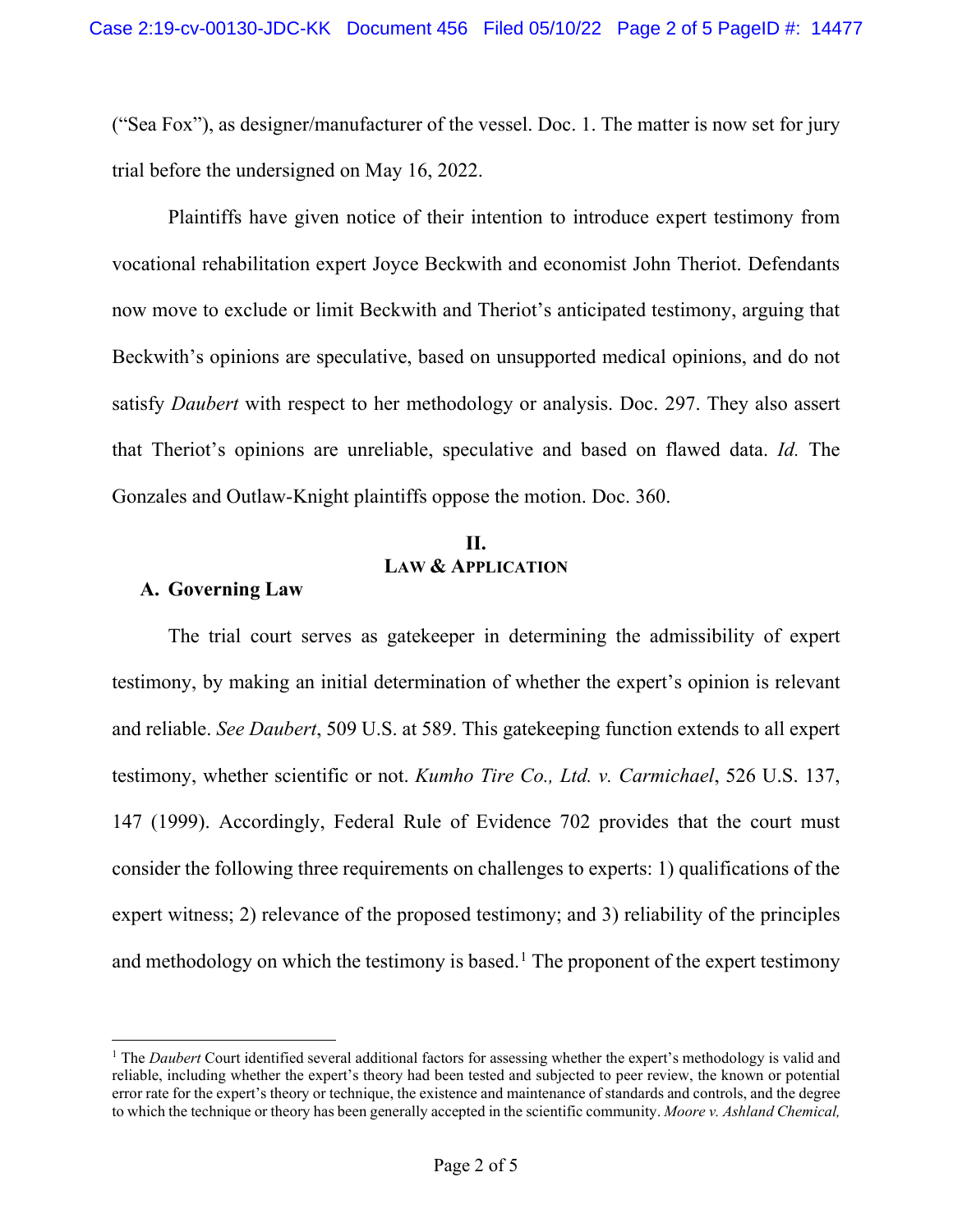("Sea Fox"), as designer/manufacturer of the vessel. Doc. 1. The matter is now set for jury trial before the undersigned on May 16, 2022.

Plaintiffs have given notice of their intention to introduce expert testimony from vocational rehabilitation expert Joyce Beckwith and economist John Theriot. Defendants now move to exclude or limit Beckwith and Theriot's anticipated testimony, arguing that Beckwith's opinions are speculative, based on unsupported medical opinions, and do not satisfy *Daubert* with respect to her methodology or analysis. Doc. 297. They also assert that Theriot's opinions are unreliable, speculative and based on flawed data. *Id.* The Gonzales and Outlaw-Knight plaintiffs oppose the motion. Doc. 360.

## II.
## LAW & APPLICATION

### A. Governing Law

The trial court serves as gatekeeper in determining the admissibility of expert testimony, by making an initial determination of whether the expert's opinion is relevant and reliable. *See Daubert*, 509 U.S. at 589. This gatekeeping function extends to all expert testimony, whether scientific or not. *Kumho Tire Co., Ltd. v. Carmichael*, 526 U.S. 137, 147 (1999). Accordingly, Federal Rule of Evidence 702 provides that the court must consider the following three requirements on challenges to experts: 1) qualifications of the expert witness; 2) relevance of the proposed testimony; and 3) reliability of the principles and methodology on which the testimony is based.[1] The proponent of the expert testimony

---

[1] The *Daubert* Court identified several additional factors for assessing whether the expert's methodology is valid and reliable, including whether the expert's theory had been tested and subjected to peer review, the known or potential error rate for the expert's theory or technique, the existence and maintenance of standards and controls, and the degree to which the technique or theory has been generally accepted in the scientific community. *Moore v. Ashland Chemical,*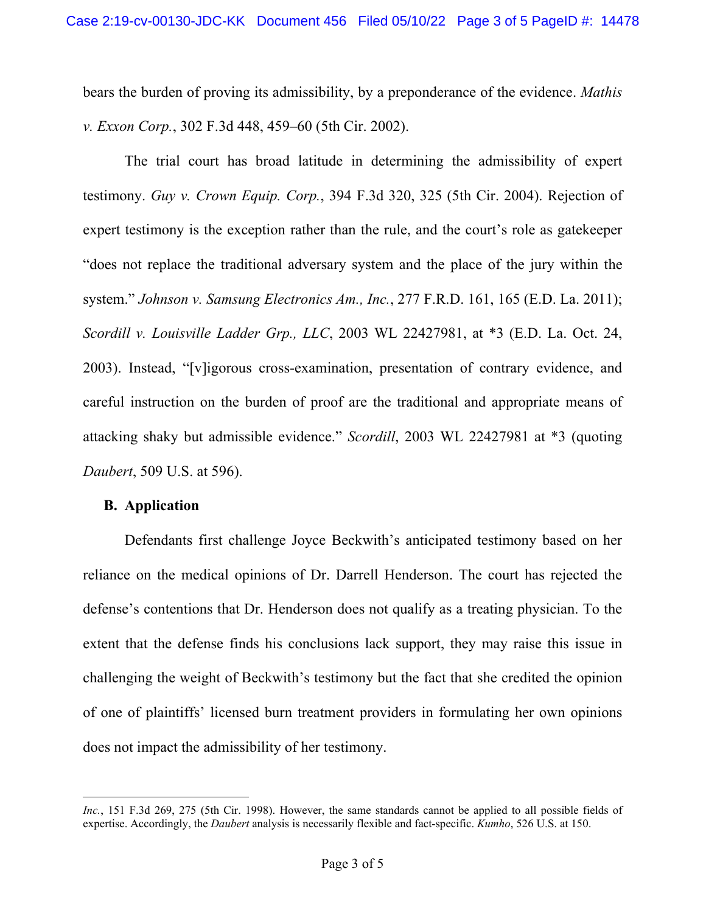bears the burden of proving its admissibility, by a preponderance of the evidence. *Mathis v. Exxon Corp.*, 302 F.3d 448, 459–60 (5th Cir. 2002).

The trial court has broad latitude in determining the admissibility of expert testimony. *Guy v. Crown Equip. Corp.*, 394 F.3d 320, 325 (5th Cir. 2004). Rejection of expert testimony is the exception rather than the rule, and the court's role as gatekeeper "does not replace the traditional adversary system and the place of the jury within the system." *Johnson v. Samsung Electronics Am., Inc.*, 277 F.R.D. 161, 165 (E.D. La. 2011); *Scordill v. Louisville Ladder Grp., LLC*, 2003 WL 22427981, at *3 (E.D. La. Oct. 24, 2003). Instead, "[v]igorous cross-examination, presentation of contrary evidence, and careful instruction on the burden of proof are the traditional and appropriate means of attacking shaky but admissible evidence." *Scordill*, 2003 WL 22427981 at *3 (quoting *Daubert*, 509 U.S. at 596).

### B. Application

Defendants first challenge Joyce Beckwith's anticipated testimony based on her reliance on the medical opinions of Dr. Darrell Henderson. The court has rejected the defense's contentions that Dr. Henderson does not qualify as a treating physician. To the extent that the defense finds his conclusions lack support, they may raise this issue in challenging the weight of Beckwith's testimony but the fact that she credited the opinion of one of plaintiffs' licensed burn treatment providers in formulating her own opinions does not impact the admissibility of her testimony.

---

*Inc.*, 151 F.3d 269, 275 (5th Cir. 1998). However, the same standards cannot be applied to all possible fields of expertise. Accordingly, the *Daubert* analysis is necessarily flexible and fact-specific. *Kumho*, 526 U.S. at 150.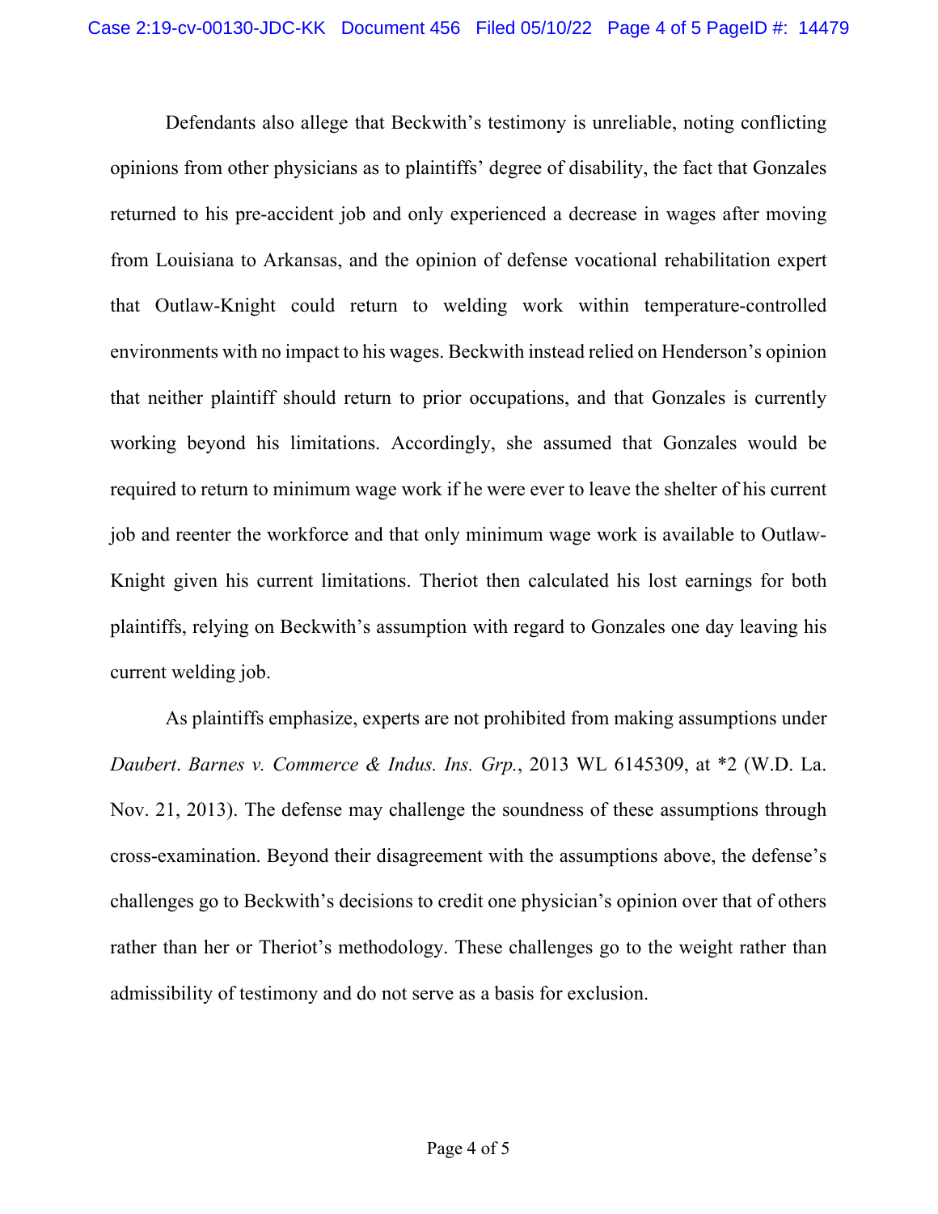Defendants also allege that Beckwith's testimony is unreliable, noting conflicting opinions from other physicians as to plaintiffs' degree of disability, the fact that Gonzales returned to his pre-accident job and only experienced a decrease in wages after moving from Louisiana to Arkansas, and the opinion of defense vocational rehabilitation expert that Outlaw-Knight could return to welding work within temperature-controlled environments with no impact to his wages. Beckwith instead relied on Henderson's opinion that neither plaintiff should return to prior occupations, and that Gonzales is currently working beyond his limitations. Accordingly, she assumed that Gonzales would be required to return to minimum wage work if he were ever to leave the shelter of his current job and reenter the workforce and that only minimum wage work is available to Outlaw-Knight given his current limitations. Theriot then calculated his lost earnings for both plaintiffs, relying on Beckwith's assumption with regard to Gonzales one day leaving his current welding job.

As plaintiffs emphasize, experts are not prohibited from making assumptions under *Daubert*. *Barnes v. Commerce & Indus. Ins. Grp.*, 2013 WL 6145309, at *2 (W.D. La. Nov. 21, 2013). The defense may challenge the soundness of these assumptions through cross-examination. Beyond their disagreement with the assumptions above, the defense's challenges go to Beckwith's decisions to credit one physician's opinion over that of others rather than her or Theriot's methodology. These challenges go to the weight rather than admissibility of testimony and do not serve as a basis for exclusion.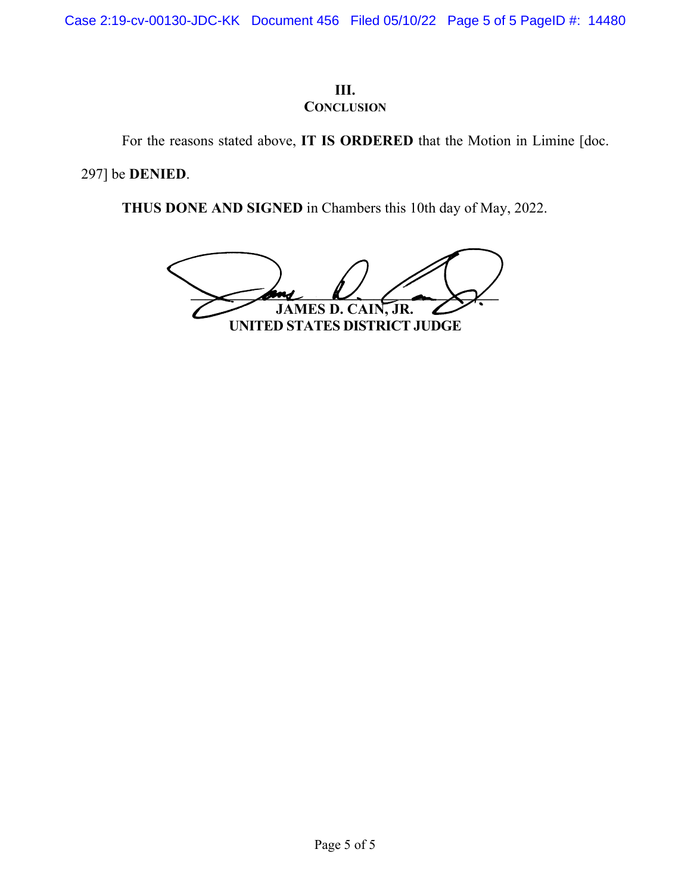## III.
## CONCLUSION

For the reasons stated above, **IT IS ORDERED** that the Motion in Limine [doc. 297] be **DENIED**.

**THUS DONE AND SIGNED** in Chambers this 10th day of May, 2022.

**JAMES D. CAIN, JR.**
**UNITED STATES DISTRICT JUDGE**